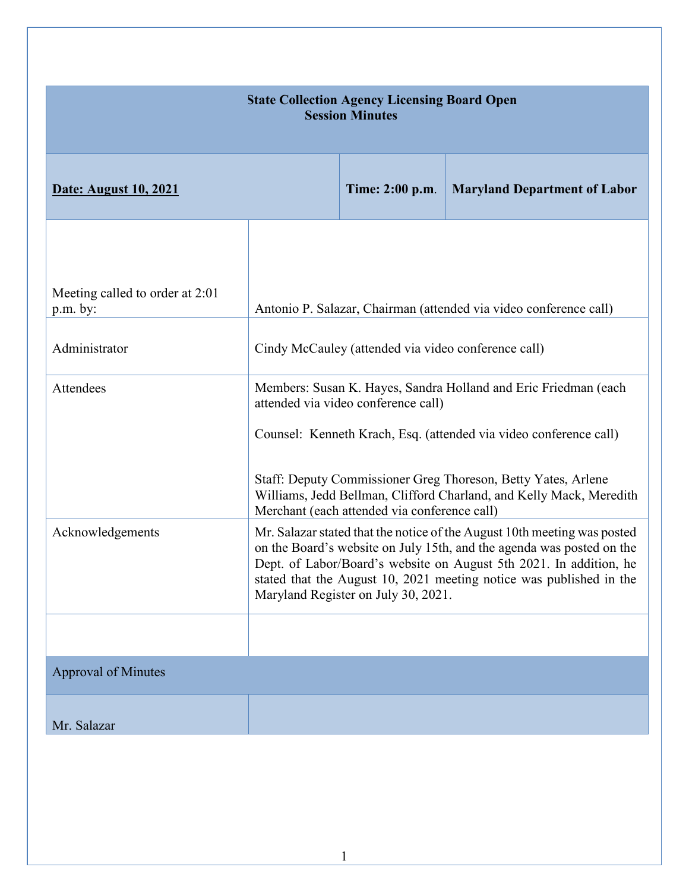# State Collection Agency Licensing Board Open Session Minutes

| **Date: August 10, 2021** | **Time: 2:00 p.m.** | **Maryland Department of Labor** |
|---|---|---|

| | |
|---|---|
| Meeting called to order at 2:01 p.m. by: | Antonio P. Salazar, Chairman (attended via video conference call) |
| Administrator | Cindy McCauley (attended via video conference call) |
| Attendees | Members: Susan K. Hayes, Sandra Holland and Eric Friedman (each attended via video conference call)<br><br>Counsel: Kenneth Krach, Esq. (attended via video conference call)<br><br>Staff: Deputy Commissioner Greg Thoreson, Betty Yates, Arlene Williams, Jedd Bellman, Clifford Charland, and Kelly Mack, Meredith Merchant (each attended via conference call) |
| Acknowledgements | Mr. Salazar stated that the notice of the August 10th meeting was posted on the Board's website on July 15th, and the agenda was posted on the Dept. of Labor/Board's website on August 5th 2021. In addition, he stated that the August 10, 2021 meeting notice was published in the Maryland Register on July 30, 2021. |
| | |

## Approval of Minutes

| | |
|---|---|
| Mr. Salazar | |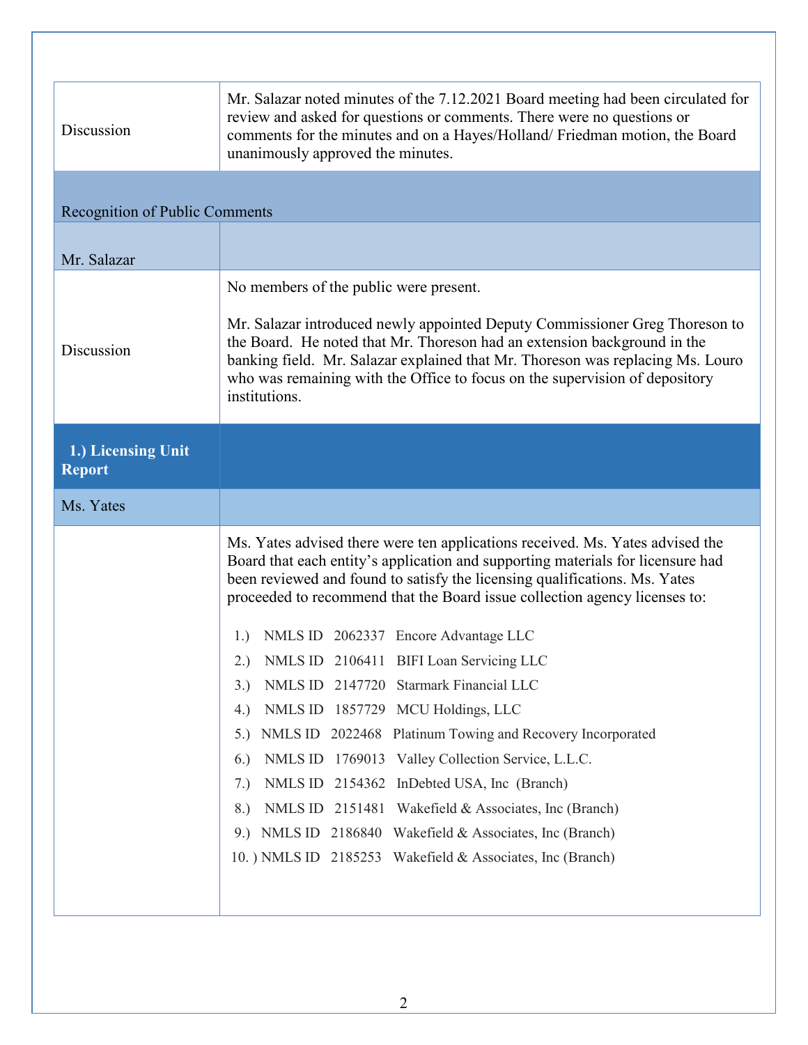| | |
|---|---|
| Discussion | Mr. Salazar noted minutes of the 7.12.2021 Board meeting had been circulated for review and asked for questions or comments. There were no questions or comments for the minutes and on a Hayes/Holland/ Friedman motion, the Board unanimously approved the minutes. |

## Recognition of Public Comments

| | |
|---|---|
| Mr. Salazar | |
| Discussion | No members of the public were present.<br><br>Mr. Salazar introduced newly appointed Deputy Commissioner Greg Thoreson to the Board. He noted that Mr. Thoreson had an extension background in the banking field. Mr. Salazar explained that Mr. Thoreson was replacing Ms. Louro who was remaining with the Office to focus on the supervision of depository institutions. |

## 1.) Licensing Unit Report

**Ms. Yates**

Ms. Yates advised there were ten applications received. Ms. Yates advised the Board that each entity's application and supporting materials for licensure had been reviewed and found to satisfy the licensing qualifications. Ms. Yates proceeded to recommend that the Board issue collection agency licenses to:

1.) NMLS ID 2062337 Encore Advantage LLC
2.) NMLS ID 2106411 BIFI Loan Servicing LLC
3.) NMLS ID 2147720 Starmark Financial LLC
4.) NMLS ID 1857729 MCU Holdings, LLC
5.) NMLS ID 2022468 Platinum Towing and Recovery Incorporated
6.) NMLS ID 1769013 Valley Collection Service, L.L.C.
7.) NMLS ID 2154362 InDebted USA, Inc (Branch)
8.) NMLS ID 2151481 Wakefield & Associates, Inc (Branch)
9.) NMLS ID 2186840 Wakefield & Associates, Inc (Branch)
10.) NMLS ID 2185253 Wakefield & Associates, Inc (Branch)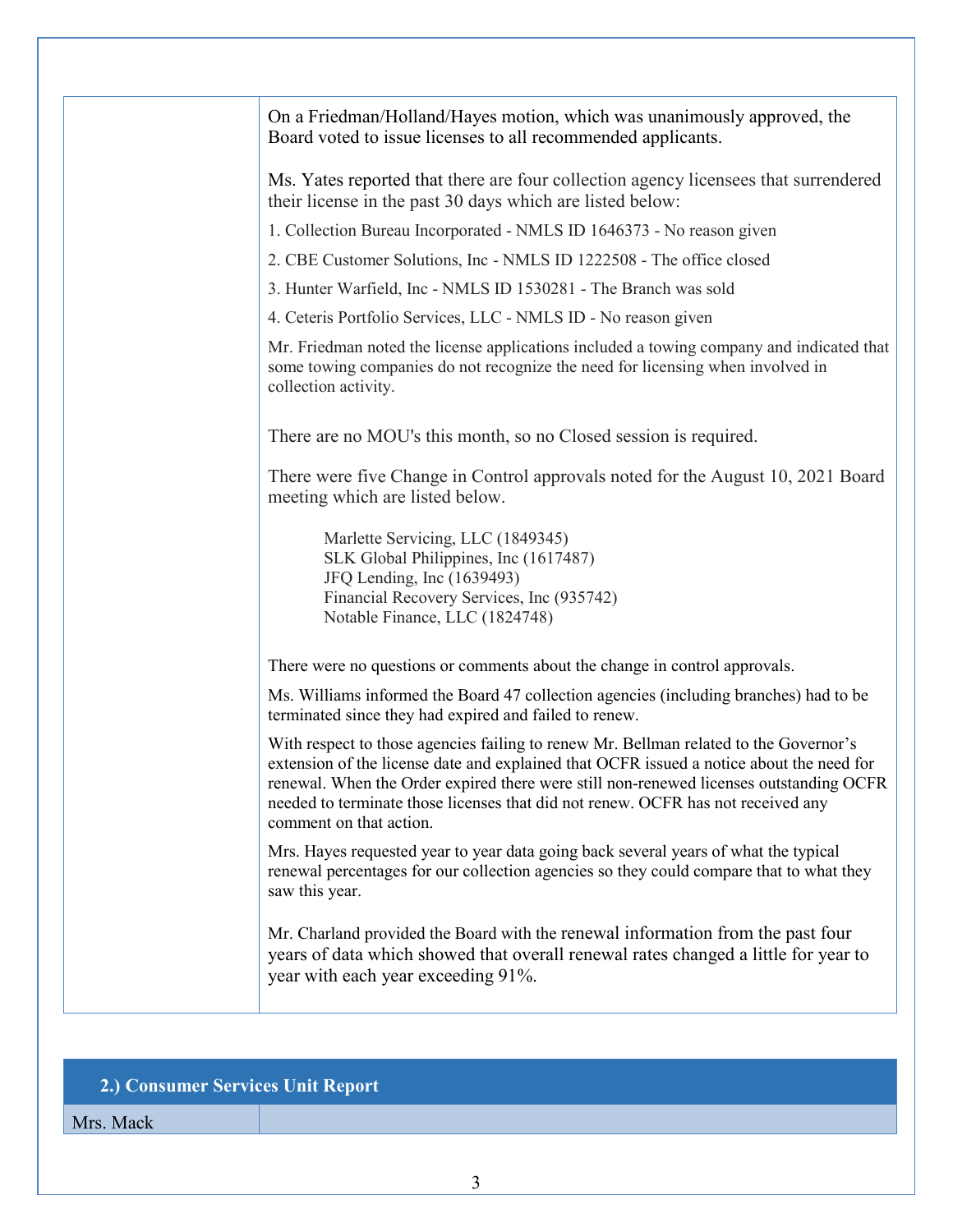| | |
|---|---|
| | On a Friedman/Holland/Hayes motion, which was unanimously approved, the Board voted to issue licenses to all recommended applicants.<br><br>Ms. Yates reported that there are four collection agency licensees that surrendered their license in the past 30 days which are listed below:<br><br>1. Collection Bureau Incorporated - NMLS ID 1646373 - No reason given<br>2. CBE Customer Solutions, Inc - NMLS ID 1222508 - The office closed<br>3. Hunter Warfield, Inc - NMLS ID 1530281 - The Branch was sold<br>4. Ceteris Portfolio Services, LLC - NMLS ID - No reason given<br><br>Mr. Friedman noted the license applications included a towing company and indicated that some towing companies do not recognize the need for licensing when involved in collection activity.<br><br>There are no MOU's this month, so no Closed session is required.<br><br>There were five Change in Control approvals noted for the August 10, 2021 Board meeting which are listed below.<br><br>Marlette Servicing, LLC (1849345)<br>SLK Global Philippines, Inc (1617487)<br>JFQ Lending, Inc (1639493)<br>Financial Recovery Services, Inc (935742)<br>Notable Finance, LLC (1824748)<br><br>There were no questions or comments about the change in control approvals.<br><br>Ms. Williams informed the Board 47 collection agencies (including branches) had to be terminated since they had expired and failed to renew.<br><br>With respect to those agencies failing to renew Mr. Bellman related to the Governor's extension of the license date and explained that OCFR issued a notice about the need for renewal. When the Order expired there were still non-renewed licenses outstanding OCFR needed to terminate those licenses that did not renew. OCFR has not received any comment on that action.<br><br>Mrs. Hayes requested year to year data going back several years of what the typical renewal percentages for our collection agencies so they could compare that to what they saw this year.<br><br>Mr. Charland provided the Board with the renewal information from the past four years of data which showed that overall renewal rates changed a little for year to year with each year exceeding 91%. |

## 2.) Consumer Services Unit Report

| | |
|---|---|
| Mrs. Mack | |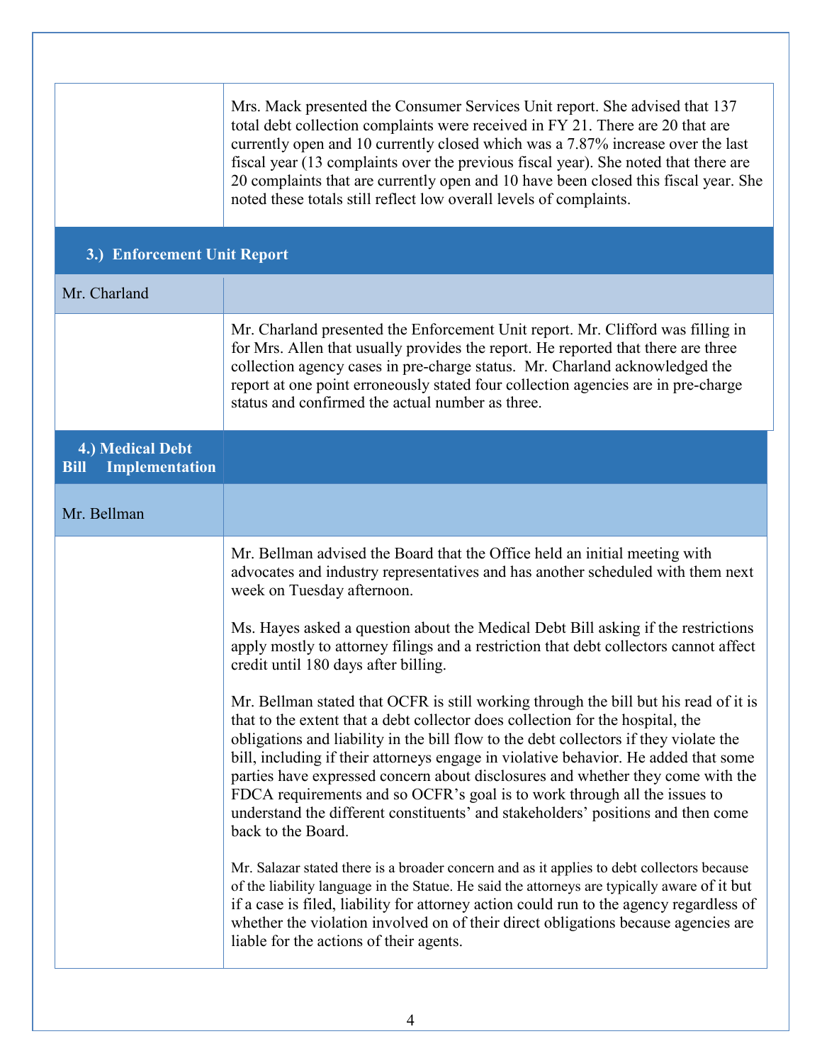Mrs. Mack presented the Consumer Services Unit report. She advised that 137 total debt collection complaints were received in FY 21. There are 20 that are currently open and 10 currently closed which was a 7.87% increase over the last fiscal year (13 complaints over the previous fiscal year). She noted that there are 20 complaints that are currently open and 10 have been closed this fiscal year. She noted these totals still reflect low overall levels of complaints.

### 3.) Enforcement Unit Report

**Mr. Charland**

Mr. Charland presented the Enforcement Unit report. Mr. Clifford was filling in for Mrs. Allen that usually provides the report. He reported that there are three collection agency cases in pre-charge status. Mr. Charland acknowledged the report at one point erroneously stated four collection agencies are in pre-charge status and confirmed the actual number as three.

### 4.) Medical Debt Bill Implementation

**Mr. Bellman**

Mr. Bellman advised the Board that the Office held an initial meeting with advocates and industry representatives and has another scheduled with them next week on Tuesday afternoon.

Ms. Hayes asked a question about the Medical Debt Bill asking if the restrictions apply mostly to attorney filings and a restriction that debt collectors cannot affect credit until 180 days after billing.

Mr. Bellman stated that OCFR is still working through the bill but his read of it is that to the extent that a debt collector does collection for the hospital, the obligations and liability in the bill flow to the debt collectors if they violate the bill, including if their attorneys engage in violative behavior. He added that some parties have expressed concern about disclosures and whether they come with the FDCA requirements and so OCFR's goal is to work through all the issues to understand the different constituents' and stakeholders' positions and then come back to the Board.

Mr. Salazar stated there is a broader concern and as it applies to debt collectors because of the liability language in the Statue. He said the attorneys are typically aware of it but if a case is filed, liability for attorney action could run to the agency regardless of whether the violation involved on of their direct obligations because agencies are liable for the actions of their agents.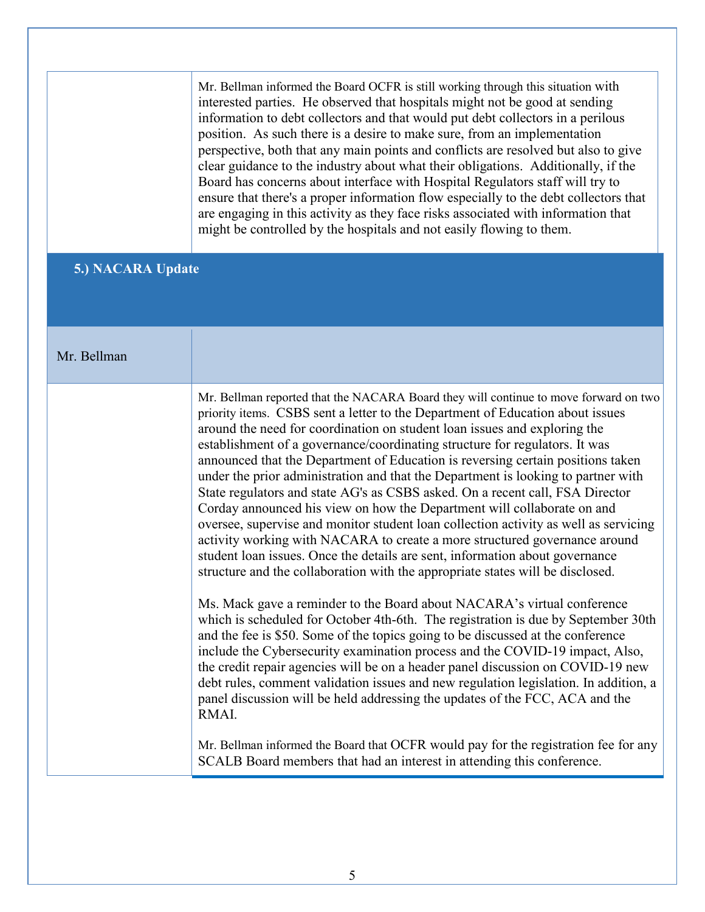Mr. Bellman informed the Board OCFR is still working through this situation with interested parties. He observed that hospitals might not be good at sending information to debt collectors and that would put debt collectors in a perilous position. As such there is a desire to make sure, from an implementation perspective, both that any main points and conflicts are resolved but also to give clear guidance to the industry about what their obligations. Additionally, if the Board has concerns about interface with Hospital Regulators staff will try to ensure that there's a proper information flow especially to the debt collectors that are engaging in this activity as they face risks associated with information that might be controlled by the hospitals and not easily flowing to them.

## 5.) NACARA Update

**Mr. Bellman**

Mr. Bellman reported that the NACARA Board they will continue to move forward on two priority items. CSBS sent a letter to the Department of Education about issues around the need for coordination on student loan issues and exploring the establishment of a governance/coordinating structure for regulators. It was announced that the Department of Education is reversing certain positions taken under the prior administration and that the Department is looking to partner with State regulators and state AG's as CSBS asked. On a recent call, FSA Director Corday announced his view on how the Department will collaborate on and oversee, supervise and monitor student loan collection activity as well as servicing activity working with NACARA to create a more structured governance around student loan issues. Once the details are sent, information about governance structure and the collaboration with the appropriate states will be disclosed.

Ms. Mack gave a reminder to the Board about NACARA's virtual conference which is scheduled for October 4th-6th. The registration is due by September 30th and the fee is $50. Some of the topics going to be discussed at the conference include the Cybersecurity examination process and the COVID-19 impact, Also, the credit repair agencies will be on a header panel discussion on COVID-19 new debt rules, comment validation issues and new regulation legislation. In addition, a panel discussion will be held addressing the updates of the FCC, ACA and the RMAI.

Mr. Bellman informed the Board that OCFR would pay for the registration fee for any SCALB Board members that had an interest in attending this conference.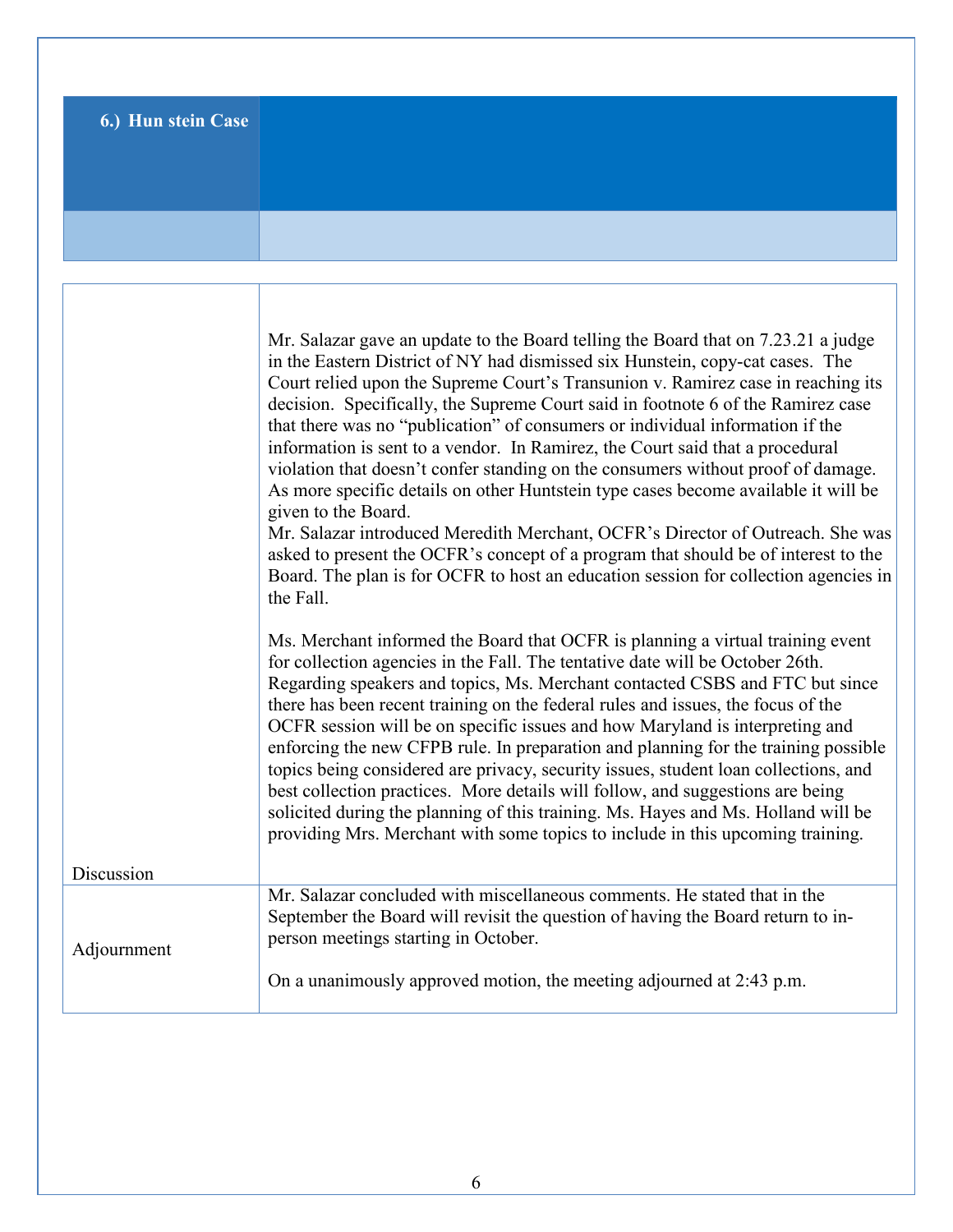| 6.) Hun stein Case | |
|---|---|
| | |

| | |
|---|---|
| Discussion | Mr. Salazar gave an update to the Board telling the Board that on 7.23.21 a judge in the Eastern District of NY had dismissed six Hunstein, copy-cat cases. The Court relied upon the Supreme Court's Transunion v. Ramirez case in reaching its decision. Specifically, the Supreme Court said in footnote 6 of the Ramirez case that there was no "publication" of consumers or individual information if the information is sent to a vendor. In Ramirez, the Court said that a procedural violation that doesn't confer standing on the consumers without proof of damage. As more specific details on other Huntstein type cases become available it will be given to the Board.<br>Mr. Salazar introduced Meredith Merchant, OCFR's Director of Outreach. She was asked to present the OCFR's concept of a program that should be of interest to the Board. The plan is for OCFR to host an education session for collection agencies in the Fall.<br><br>Ms. Merchant informed the Board that OCFR is planning a virtual training event for collection agencies in the Fall. The tentative date will be October 26th. Regarding speakers and topics, Ms. Merchant contacted CSBS and FTC but since there has been recent training on the federal rules and issues, the focus of the OCFR session will be on specific issues and how Maryland is interpreting and enforcing the new CFPB rule. In preparation and planning for the training possible topics being considered are privacy, security issues, student loan collections, and best collection practices. More details will follow, and suggestions are being solicited during the planning of this training. Ms. Hayes and Ms. Holland will be providing Mrs. Merchant with some topics to include in this upcoming training. |
| Adjournment | Mr. Salazar concluded with miscellaneous comments. He stated that in the September the Board will revisit the question of having the Board return to in-person meetings starting in October.<br><br>On a unanimously approved motion, the meeting adjourned at 2:43 p.m. |